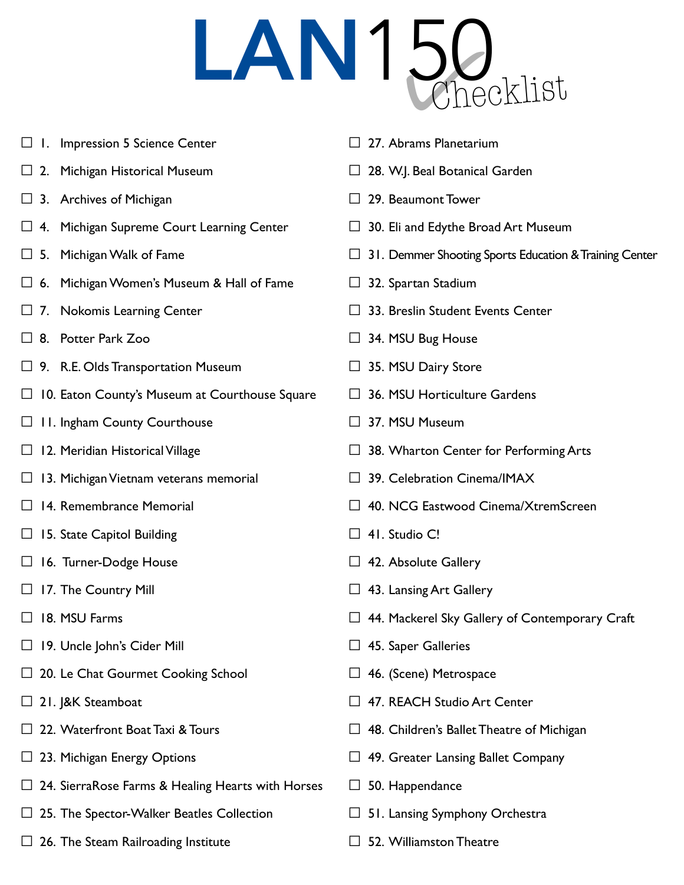# LAN150 Checklist

- ☐ 1. Impression 5 Science Center
- ☐ 2. Michigan Historical Museum
- ☐ 3. Archives of Michigan
- ☐ 4. Michigan Supreme Court Learning Center
- ☐ 5. Michigan Walk of Fame
- ☐ 6. Michigan Women's Museum & Hall of Fame
- ☐ 7. Nokomis Learning Center
- ☐ 8. Potter Park Zoo
- ☐ 9. R.E. Olds Transportation Museum
- ☐ 10. Eaton County's Museum at Courthouse Square
- ☐ 11. Ingham County Courthouse
- ☐ 12. Meridian Historical Village
- ☐ 13. Michigan Vietnam veterans memorial
- ☐ 14. Remembrance Memorial
- ☐ 15. State Capitol Building
- ☐ 16. Turner-Dodge House
- ☐ 17. The Country Mill
- ☐ 18. MSU Farms
- ☐ 19. Uncle John's Cider Mill
- ☐ 20. Le Chat Gourmet Cooking School
- ☐ 21. J&K Steamboat
- ☐ 22. Waterfront Boat Taxi & Tours
- ☐ 23. Michigan Energy Options
- ☐ 24. SierraRose Farms & Healing Hearts with Horses
- ☐ 25. The Spector-Walker Beatles Collection
- ☐ 26. The Steam Railroading Institute
- ☐ 27. Abrams Planetarium
- ☐ 28. W.J. Beal Botanical Garden
- ☐ 29. Beaumont Tower
- ☐ 30. Eli and Edythe Broad Art Museum
- ☐ 31. Demmer Shooting Sports Education & Training Center
- ☐ 32. Spartan Stadium
- ☐ 33. Breslin Student Events Center
- ☐ 34. MSU Bug House
- ☐ 35. MSU Dairy Store
- ☐ 36. MSU Horticulture Gardens
- ☐ 37. MSU Museum
- ☐ 38. Wharton Center for Performing Arts
- ☐ 39. Celebration Cinema/IMAX
- ☐ 40. NCG Eastwood Cinema/XtremScreen
- ☐ 41. Studio C!
- ☐ 42. Absolute Gallery
- ☐ 43. Lansing Art Gallery
- ☐ 44. Mackerel Sky Gallery of Contemporary Craft
- ☐ 45. Saper Galleries
- ☐ 46. (Scene) Metrospace
- ☐ 47. REACH Studio Art Center
- ☐ 48. Children's Ballet Theatre of Michigan
- ☐ 49. Greater Lansing Ballet Company
- ☐ 50. Happendance
- ☐ 51. Lansing Symphony Orchestra
- ☐ 52. Williamston Theatre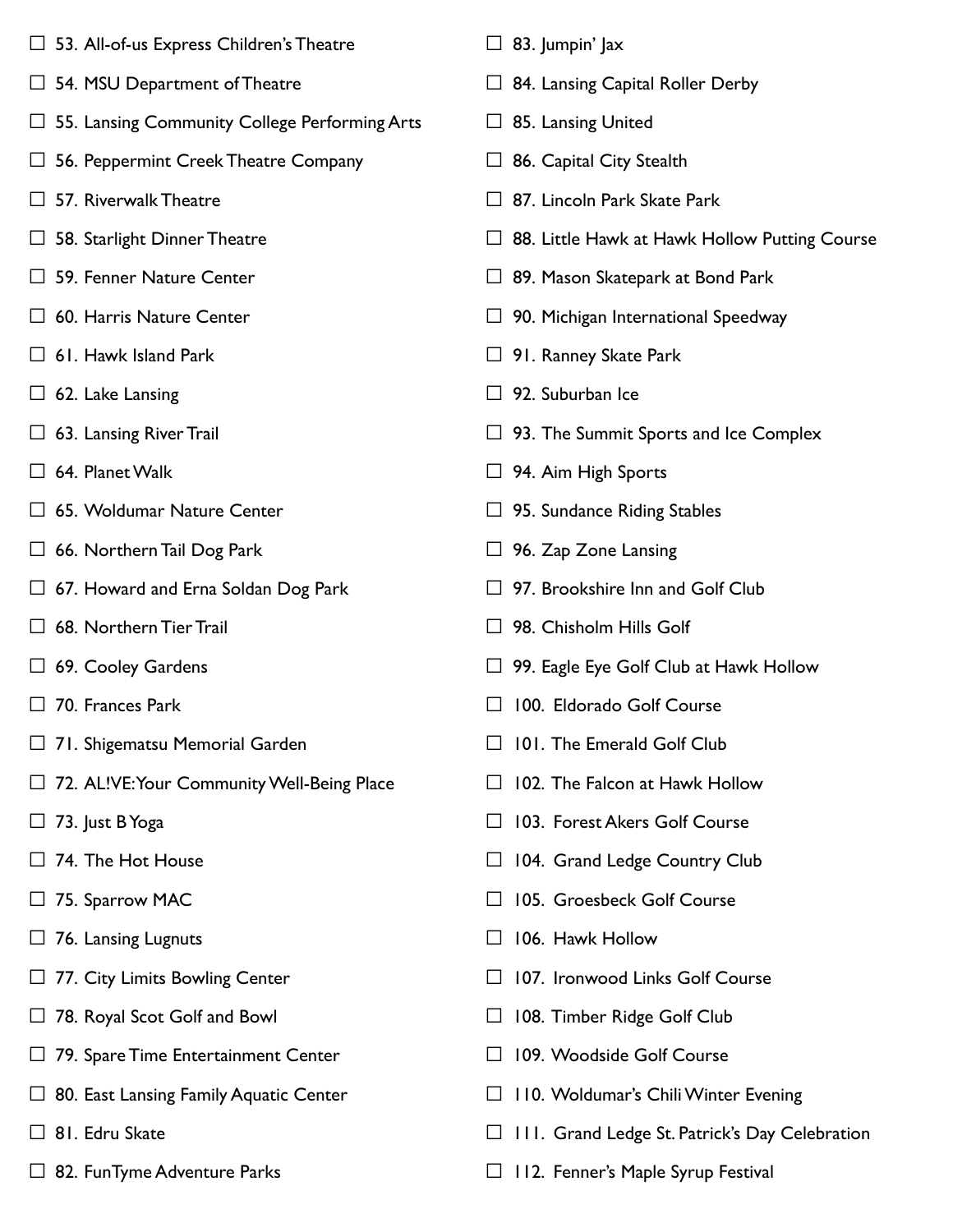- ☐ 53. All-of-us Express Children's Theatre
- ☐ 54. MSU Department of Theatre
- ☐ 55. Lansing Community College Performing Arts
- ☐ 56. Peppermint Creek Theatre Company
- ☐ 57. Riverwalk Theatre
- ☐ 58. Starlight Dinner Theatre
- ☐ 59. Fenner Nature Center
- ☐ 60. Harris Nature Center
- ☐ 61. Hawk Island Park
- ☐ 62. Lake Lansing
- ☐ 63. Lansing River Trail
- ☐ 64. Planet Walk
- ☐ 65. Woldumar Nature Center
- ☐ 66. Northern Tail Dog Park
- ☐ 67. Howard and Erna Soldan Dog Park
- ☐ 68. Northern Tier Trail
- ☐ 69. Cooley Gardens
- ☐ 70. Frances Park
- ☐ 71. Shigematsu Memorial Garden
- ☐ 72. AL!VE: Your Community Well-Being Place
- ☐ 73. Just B Yoga
- ☐ 74. The Hot House
- ☐ 75. Sparrow MAC
- ☐ 76. Lansing Lugnuts
- ☐ 77. City Limits Bowling Center
- ☐ 78. Royal Scot Golf and Bowl
- ☐ 79. Spare Time Entertainment Center
- ☐ 80. East Lansing Family Aquatic Center
- ☐ 81. Edru Skate
- ☐ 82. FunTyme Adventure Parks
- ☐ 83. Jumpin' Jax
- ☐ 84. Lansing Capital Roller Derby
- ☐ 85. Lansing United
- ☐ 86. Capital City Stealth
- ☐ 87. Lincoln Park Skate Park
- ☐ 88. Little Hawk at Hawk Hollow Putting Course
- ☐ 89. Mason Skatepark at Bond Park
- ☐ 90. Michigan International Speedway
- ☐ 91. Ranney Skate Park
- ☐ 92. Suburban Ice
- ☐ 93. The Summit Sports and Ice Complex
- ☐ 94. Aim High Sports
- ☐ 95. Sundance Riding Stables
- ☐ 96. Zap Zone Lansing
- ☐ 97. Brookshire Inn and Golf Club
- ☐ 98. Chisholm Hills Golf
- ☐ 99. Eagle Eye Golf Club at Hawk Hollow
- ☐ 100. Eldorado Golf Course
- ☐ 101. The Emerald Golf Club
- ☐ 102. The Falcon at Hawk Hollow
- ☐ 103. Forest Akers Golf Course
- ☐ 104. Grand Ledge Country Club
- ☐ 105. Groesbeck Golf Course
- ☐ 106. Hawk Hollow
- ☐ 107. Ironwood Links Golf Course
- ☐ 108. Timber Ridge Golf Club
- ☐ 109. Woodside Golf Course
- ☐ 110. Woldumar's Chili Winter Evening
- ☐ 111. Grand Ledge St. Patrick's Day Celebration
- ☐ 112. Fenner's Maple Syrup Festival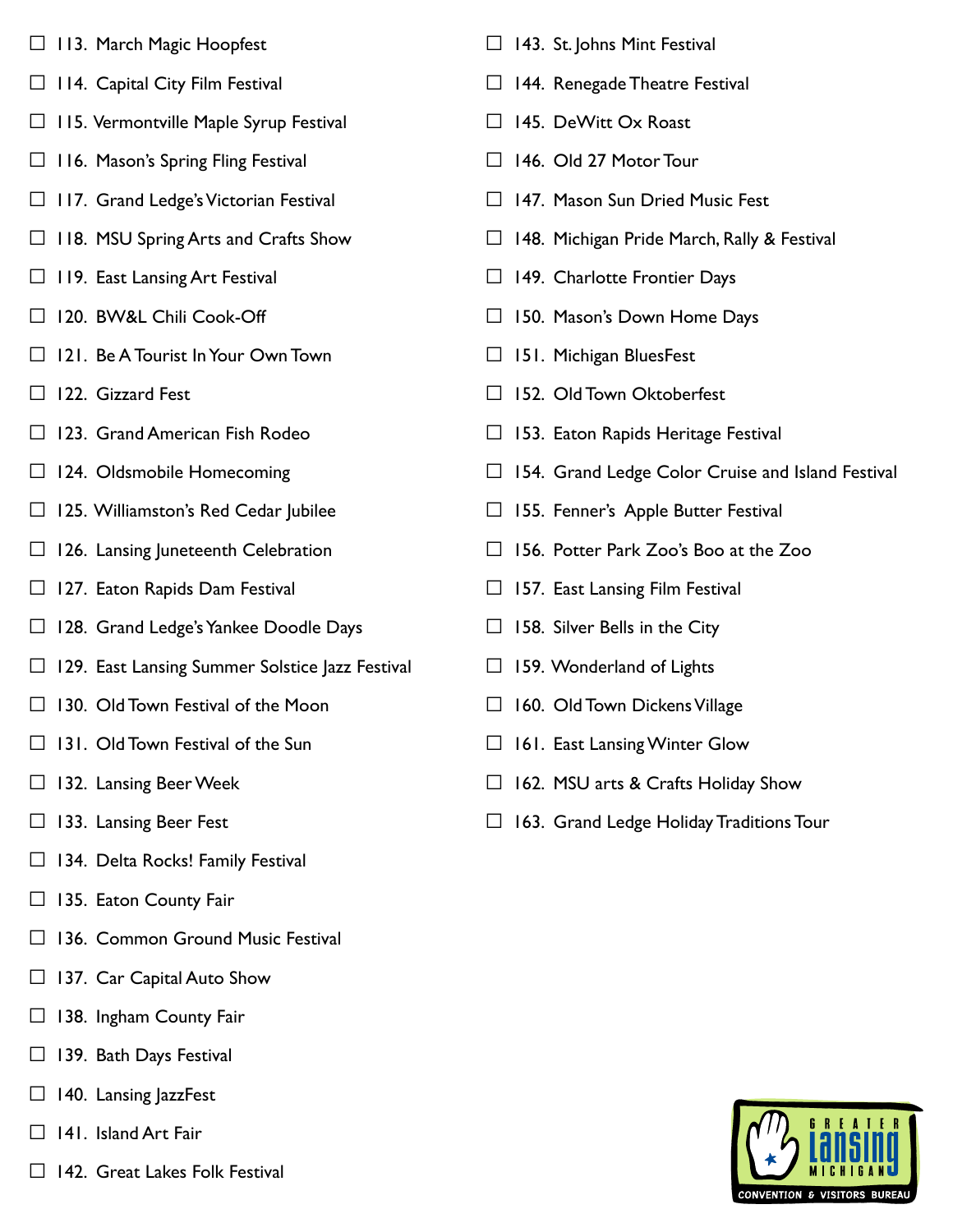- ☐ 113. March Magic Hoopfest
- ☐ 114. Capital City Film Festival
- ☐ 115. Vermontville Maple Syrup Festival
- ☐ 116. Mason's Spring Fling Festival
- ☐ 117. Grand Ledge's Victorian Festival
- ☐ 118. MSU Spring Arts and Crafts Show
- ☐ 119. East Lansing Art Festival
- ☐ 120. BW&L Chili Cook-Off
- ☐ 121. Be A Tourist In Your Own Town
- ☐ 122. Gizzard Fest
- ☐ 123. Grand American Fish Rodeo
- ☐ 124. Oldsmobile Homecoming
- ☐ 125. Williamston's Red Cedar Jubilee
- ☐ 126. Lansing Juneteenth Celebration
- ☐ 127. Eaton Rapids Dam Festival
- ☐ 128. Grand Ledge's Yankee Doodle Days
- ☐ 129. East Lansing Summer Solstice Jazz Festival
- ☐ 130. Old Town Festival of the Moon
- ☐ 131. Old Town Festival of the Sun
- ☐ 132. Lansing Beer Week
- ☐ 133. Lansing Beer Fest
- ☐ 134. Delta Rocks! Family Festival
- ☐ 135. Eaton County Fair
- ☐ 136. Common Ground Music Festival
- ☐ 137. Car Capital Auto Show
- ☐ 138. Ingham County Fair
- ☐ 139. Bath Days Festival
- ☐ 140. Lansing JazzFest
- ☐ 141. Island Art Fair
- ☐ 142. Great Lakes Folk Festival
- ☐ 143. St. Johns Mint Festival
- ☐ 144. Renegade Theatre Festival
- ☐ 145. DeWitt Ox Roast
- ☐ 146. Old 27 Motor Tour
- ☐ 147. Mason Sun Dried Music Fest
- ☐ 148. Michigan Pride March, Rally & Festival
- ☐ 149. Charlotte Frontier Days
- ☐ 150. Mason's Down Home Days
- ☐ 151. Michigan BluesFest
- ☐ 152. Old Town Oktoberfest
- ☐ 153. Eaton Rapids Heritage Festival
- ☐ 154. Grand Ledge Color Cruise and Island Festival
- ☐ 155. Fenner's Apple Butter Festival
- ☐ 156. Potter Park Zoo's Boo at the Zoo
- ☐ 157. East Lansing Film Festival
- ☐ 158. Silver Bells in the City
- ☐ 159. Wonderland of Lights
- ☐ 160. Old Town Dickens Village
- ☐ 161. East Lansing Winter Glow
- ☐ 162. MSU arts & Crafts Holiday Show
- ☐ 163. Grand Ledge Holiday Traditions Tour

GREATER Lansing MICHIGAN
CONVENTION & VISITORS BUREAU